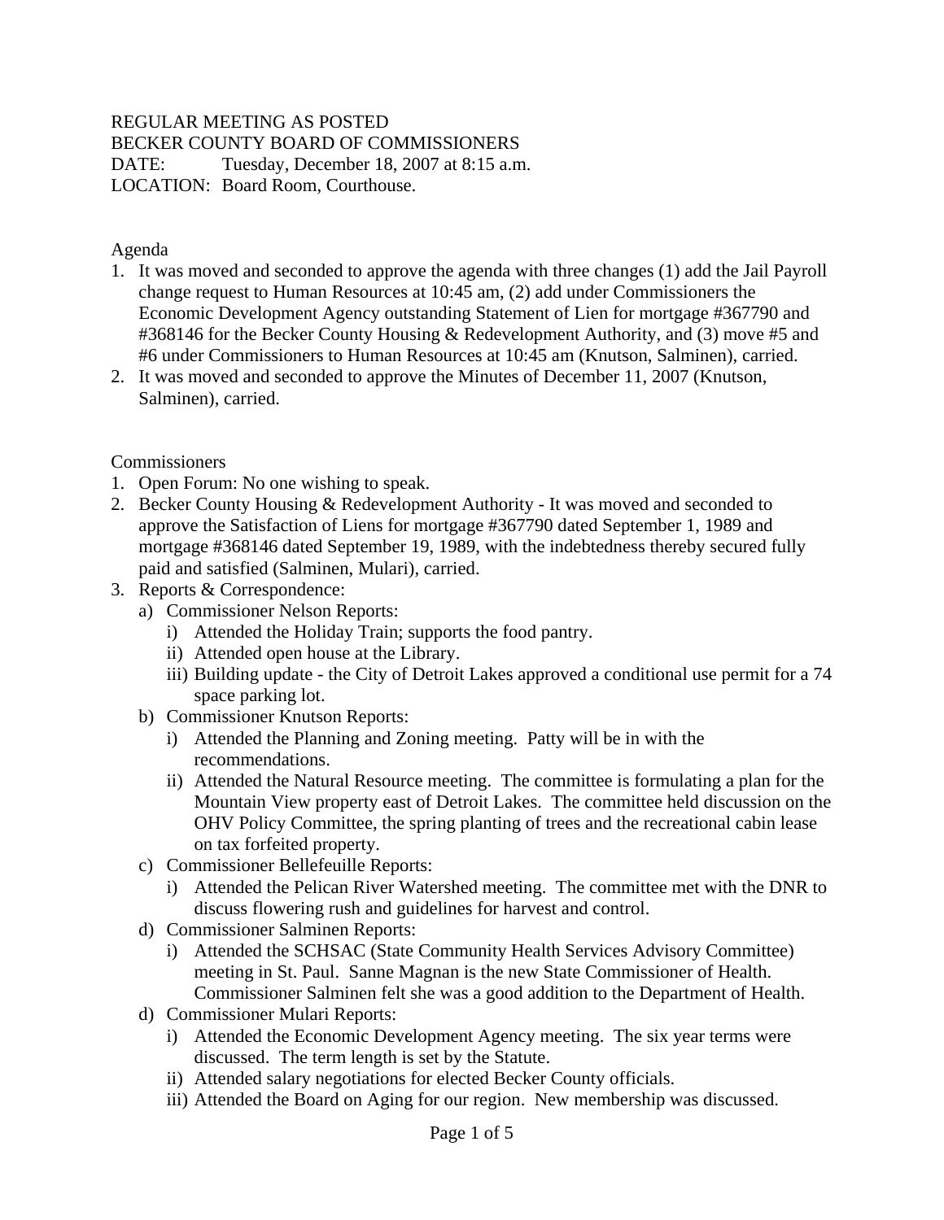REGULAR MEETING AS POSTED
BECKER COUNTY BOARD OF COMMISSIONERS
DATE: Tuesday, December 18, 2007 at 8:15 a.m.
LOCATION: Board Room, Courthouse.

Agenda

1. It was moved and seconded to approve the agenda with three changes (1) add the Jail Payroll change request to Human Resources at 10:45 am, (2) add under Commissioners the Economic Development Agency outstanding Statement of Lien for mortgage #367790 and #368146 for the Becker County Housing & Redevelopment Authority, and (3) move #5 and #6 under Commissioners to Human Resources at 10:45 am (Knutson, Salminen), carried.
2. It was moved and seconded to approve the Minutes of December 11, 2007 (Knutson, Salminen), carried.

Commissioners

1. Open Forum: No one wishing to speak.
2. Becker County Housing & Redevelopment Authority - It was moved and seconded to approve the Satisfaction of Liens for mortgage #367790 dated September 1, 1989 and mortgage #368146 dated September 19, 1989, with the indebtedness thereby secured fully paid and satisfied (Salminen, Mulari), carried.
3. Reports & Correspondence:
   a) Commissioner Nelson Reports:
      i) Attended the Holiday Train; supports the food pantry.
      ii) Attended open house at the Library.
      iii) Building update - the City of Detroit Lakes approved a conditional use permit for a 74 space parking lot.
   b) Commissioner Knutson Reports:
      i) Attended the Planning and Zoning meeting. Patty will be in with the recommendations.
      ii) Attended the Natural Resource meeting. The committee is formulating a plan for the Mountain View property east of Detroit Lakes. The committee held discussion on the OHV Policy Committee, the spring planting of trees and the recreational cabin lease on tax forfeited property.
   c) Commissioner Bellefeuille Reports:
      i) Attended the Pelican River Watershed meeting. The committee met with the DNR to discuss flowering rush and guidelines for harvest and control.
   d) Commissioner Salminen Reports:
      i) Attended the SCHSAC (State Community Health Services Advisory Committee) meeting in St. Paul. Sanne Magnan is the new State Commissioner of Health. Commissioner Salminen felt she was a good addition to the Department of Health.
   d) Commissioner Mulari Reports:
      i) Attended the Economic Development Agency meeting. The six year terms were discussed. The term length is set by the Statute.
      ii) Attended salary negotiations for elected Becker County officials.
      iii) Attended the Board on Aging for our region. New membership was discussed.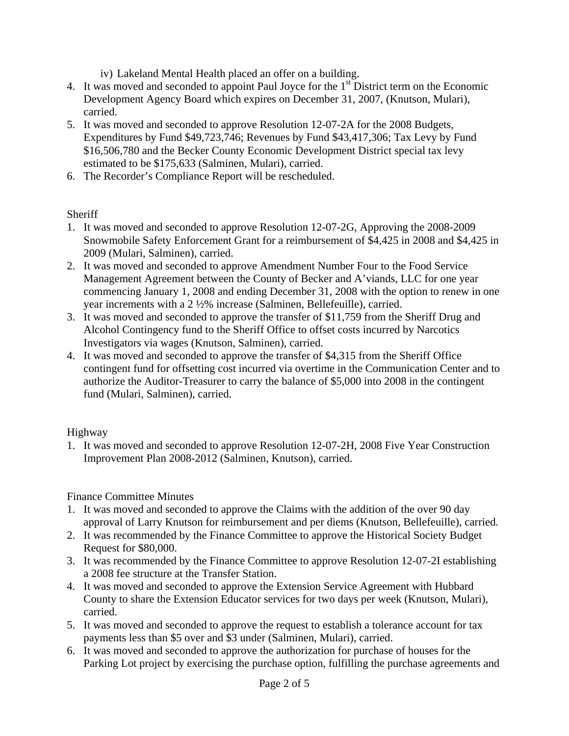iv) Lakeland Mental Health placed an offer on a building.

4. It was moved and seconded to appoint Paul Joyce for the 1st District term on the Economic Development Agency Board which expires on December 31, 2007, (Knutson, Mulari), carried.
5. It was moved and seconded to approve Resolution 12-07-2A for the 2008 Budgets, Expenditures by Fund $49,723,746; Revenues by Fund $43,417,306; Tax Levy by Fund $16,506,780 and the Becker County Economic Development District special tax levy estimated to be $175,633 (Salminen, Mulari), carried.
6. The Recorder's Compliance Report will be rescheduled.

Sheriff

1. It was moved and seconded to approve Resolution 12-07-2G, Approving the 2008-2009 Snowmobile Safety Enforcement Grant for a reimbursement of $4,425 in 2008 and $4,425 in 2009 (Mulari, Salminen), carried.
2. It was moved and seconded to approve Amendment Number Four to the Food Service Management Agreement between the County of Becker and A'viands, LLC for one year commencing January 1, 2008 and ending December 31, 2008 with the option to renew in one year increments with a 2 ½% increase (Salminen, Bellefeuille), carried.
3. It was moved and seconded to approve the transfer of $11,759 from the Sheriff Drug and Alcohol Contingency fund to the Sheriff Office to offset costs incurred by Narcotics Investigators via wages (Knutson, Salminen), carried.
4. It was moved and seconded to approve the transfer of $4,315 from the Sheriff Office contingent fund for offsetting cost incurred via overtime in the Communication Center and to authorize the Auditor-Treasurer to carry the balance of $5,000 into 2008 in the contingent fund (Mulari, Salminen), carried.

Highway

1. It was moved and seconded to approve Resolution 12-07-2H, 2008 Five Year Construction Improvement Plan 2008-2012 (Salminen, Knutson), carried.

Finance Committee Minutes

1. It was moved and seconded to approve the Claims with the addition of the over 90 day approval of Larry Knutson for reimbursement and per diems (Knutson, Bellefeuille), carried.
2. It was recommended by the Finance Committee to approve the Historical Society Budget Request for $80,000.
3. It was recommended by the Finance Committee to approve Resolution 12-07-2I establishing a 2008 fee structure at the Transfer Station.
4. It was moved and seconded to approve the Extension Service Agreement with Hubbard County to share the Extension Educator services for two days per week (Knutson, Mulari), carried.
5. It was moved and seconded to approve the request to establish a tolerance account for tax payments less than $5 over and $3 under (Salminen, Mulari), carried.
6. It was moved and seconded to approve the authorization for purchase of houses for the Parking Lot project by exercising the purchase option, fulfilling the purchase agreements and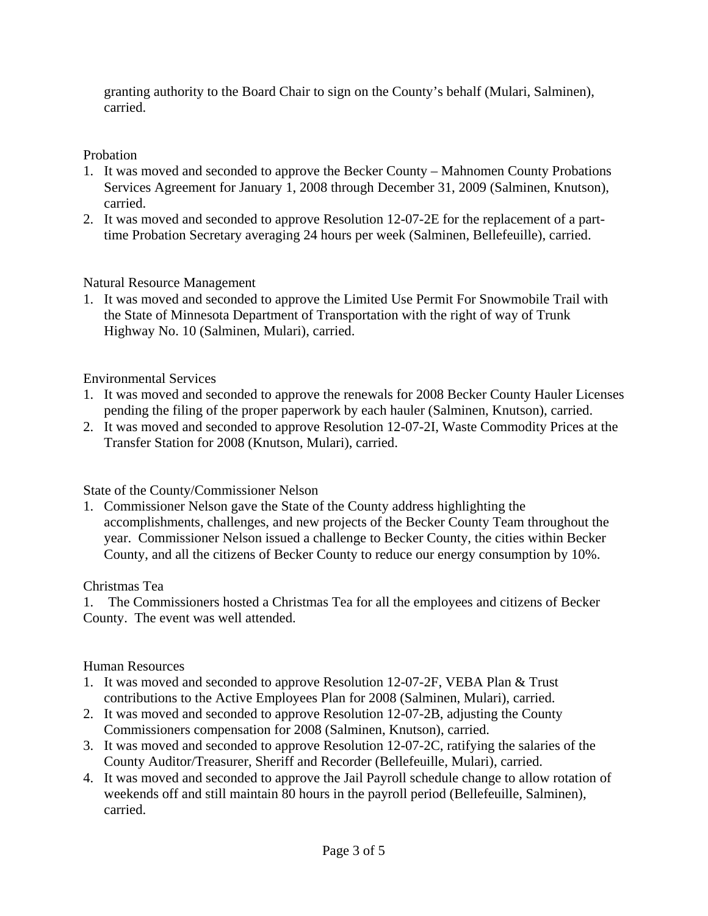granting authority to the Board Chair to sign on the County's behalf (Mulari, Salminen), carried.

Probation

1. It was moved and seconded to approve the Becker County – Mahnomen County Probations Services Agreement for January 1, 2008 through December 31, 2009 (Salminen, Knutson), carried.
2. It was moved and seconded to approve Resolution 12-07-2E for the replacement of a part-time Probation Secretary averaging 24 hours per week (Salminen, Bellefeuille), carried.

Natural Resource Management

1. It was moved and seconded to approve the Limited Use Permit For Snowmobile Trail with the State of Minnesota Department of Transportation with the right of way of Trunk Highway No. 10 (Salminen, Mulari), carried.

Environmental Services

1. It was moved and seconded to approve the renewals for 2008 Becker County Hauler Licenses pending the filing of the proper paperwork by each hauler (Salminen, Knutson), carried.
2. It was moved and seconded to approve Resolution 12-07-2I, Waste Commodity Prices at the Transfer Station for 2008 (Knutson, Mulari), carried.

State of the County/Commissioner Nelson

1. Commissioner Nelson gave the State of the County address highlighting the accomplishments, challenges, and new projects of the Becker County Team throughout the year. Commissioner Nelson issued a challenge to Becker County, the cities within Becker County, and all the citizens of Becker County to reduce our energy consumption by 10%.

Christmas Tea

1. The Commissioners hosted a Christmas Tea for all the employees and citizens of Becker County. The event was well attended.

Human Resources

1. It was moved and seconded to approve Resolution 12-07-2F, VEBA Plan & Trust contributions to the Active Employees Plan for 2008 (Salminen, Mulari), carried.
2. It was moved and seconded to approve Resolution 12-07-2B, adjusting the County Commissioners compensation for 2008 (Salminen, Knutson), carried.
3. It was moved and seconded to approve Resolution 12-07-2C, ratifying the salaries of the County Auditor/Treasurer, Sheriff and Recorder (Bellefeuille, Mulari), carried.
4. It was moved and seconded to approve the Jail Payroll schedule change to allow rotation of weekends off and still maintain 80 hours in the payroll period (Bellefeuille, Salminen), carried.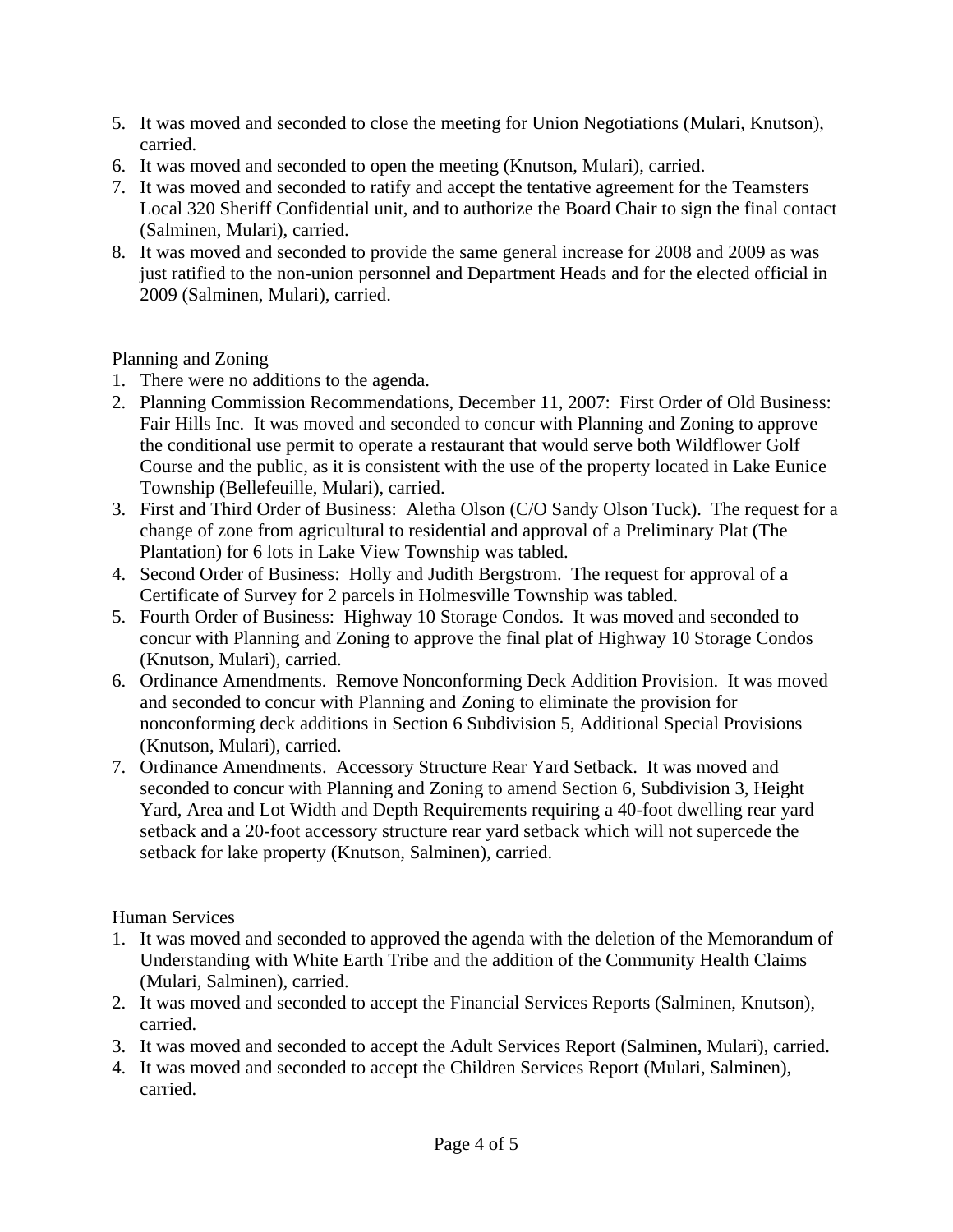5. It was moved and seconded to close the meeting for Union Negotiations (Mulari, Knutson), carried.
6. It was moved and seconded to open the meeting (Knutson, Mulari), carried.
7. It was moved and seconded to ratify and accept the tentative agreement for the Teamsters Local 320 Sheriff Confidential unit, and to authorize the Board Chair to sign the final contact (Salminen, Mulari), carried.
8. It was moved and seconded to provide the same general increase for 2008 and 2009 as was just ratified to the non-union personnel and Department Heads and for the elected official in 2009 (Salminen, Mulari), carried.

Planning and Zoning

1. There were no additions to the agenda.
2. Planning Commission Recommendations, December 11, 2007: First Order of Old Business: Fair Hills Inc. It was moved and seconded to concur with Planning and Zoning to approve the conditional use permit to operate a restaurant that would serve both Wildflower Golf Course and the public, as it is consistent with the use of the property located in Lake Eunice Township (Bellefeuille, Mulari), carried.
3. First and Third Order of Business: Aletha Olson (C/O Sandy Olson Tuck). The request for a change of zone from agricultural to residential and approval of a Preliminary Plat (The Plantation) for 6 lots in Lake View Township was tabled.
4. Second Order of Business: Holly and Judith Bergstrom. The request for approval of a Certificate of Survey for 2 parcels in Holmesville Township was tabled.
5. Fourth Order of Business: Highway 10 Storage Condos. It was moved and seconded to concur with Planning and Zoning to approve the final plat of Highway 10 Storage Condos (Knutson, Mulari), carried.
6. Ordinance Amendments. Remove Nonconforming Deck Addition Provision. It was moved and seconded to concur with Planning and Zoning to eliminate the provision for nonconforming deck additions in Section 6 Subdivision 5, Additional Special Provisions (Knutson, Mulari), carried.
7. Ordinance Amendments. Accessory Structure Rear Yard Setback. It was moved and seconded to concur with Planning and Zoning to amend Section 6, Subdivision 3, Height Yard, Area and Lot Width and Depth Requirements requiring a 40-foot dwelling rear yard setback and a 20-foot accessory structure rear yard setback which will not supercede the setback for lake property (Knutson, Salminen), carried.

Human Services

1. It was moved and seconded to approved the agenda with the deletion of the Memorandum of Understanding with White Earth Tribe and the addition of the Community Health Claims (Mulari, Salminen), carried.
2. It was moved and seconded to accept the Financial Services Reports (Salminen, Knutson), carried.
3. It was moved and seconded to accept the Adult Services Report (Salminen, Mulari), carried.
4. It was moved and seconded to accept the Children Services Report (Mulari, Salminen), carried.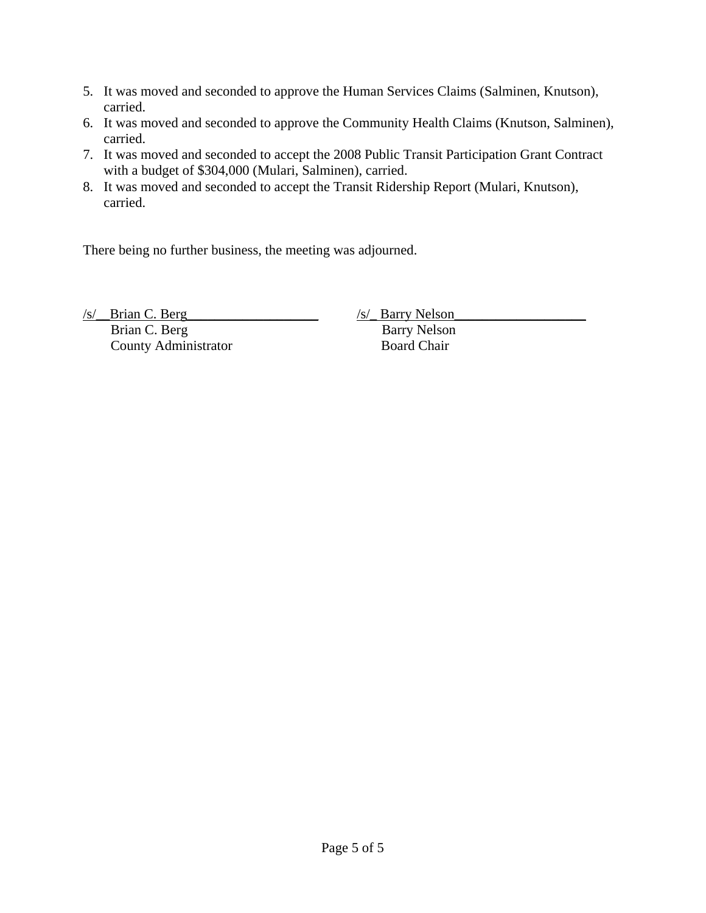5. It was moved and seconded to approve the Human Services Claims (Salminen, Knutson), carried.
6. It was moved and seconded to approve the Community Health Claims (Knutson, Salminen), carried.
7. It was moved and seconded to accept the 2008 Public Transit Participation Grant Contract with a budget of $304,000 (Mulari, Salminen), carried.
8. It was moved and seconded to accept the Transit Ridership Report (Mulari, Knutson), carried.

There being no further business, the meeting was adjourned.

| | |
|---|---|
| /s/__Brian C. Berg___________________ | /s/_ Barry Nelson___________________ |
| Brian C. Berg | Barry Nelson |
| County Administrator | Board Chair |